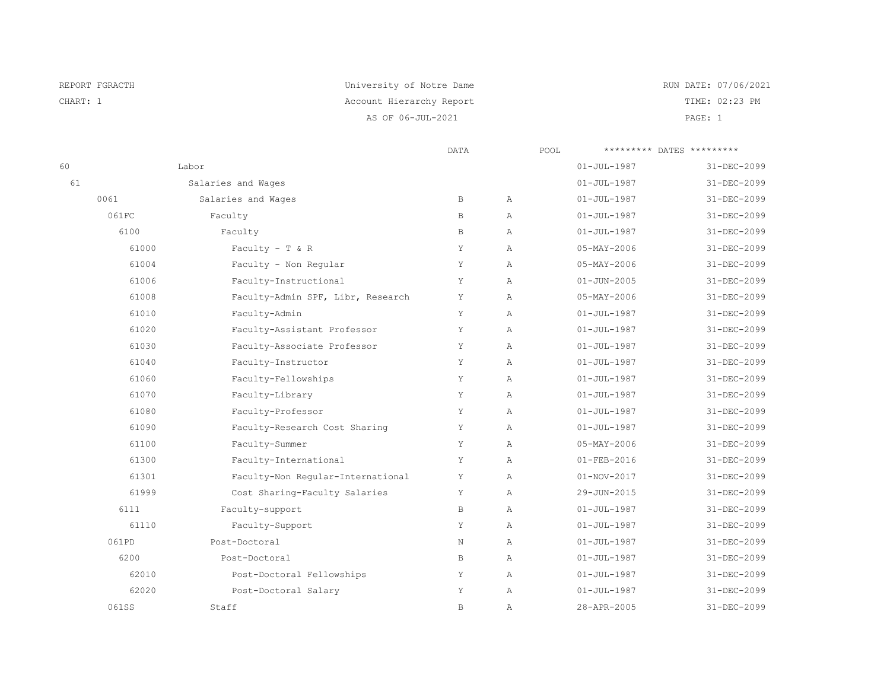REPORT FGRACTH | University of Notre Dame | RUN DATE: 07/06/2021
CHART: 1 | Account Hierarchy Report | TIME: 02:23 PM
AS OF 06-JUL-2021

| Account | Description | DATA | POOL | Start Date | End Date |
|---|---|---|---|---|---|
| 60 | Labor | | | 01-JUL-1987 | 31-DEC-2099 |
| 61 | Salaries and Wages | | | 01-JUL-1987 | 31-DEC-2099 |
| 0061 | Salaries and Wages | B | A | 01-JUL-1987 | 31-DEC-2099 |
| 061FC | Faculty | B | A | 01-JUL-1987 | 31-DEC-2099 |
| 6100 | Faculty | B | A | 01-JUL-1987 | 31-DEC-2099 |
| 61000 | Faculty - T & R | Y | A | 05-MAY-2006 | 31-DEC-2099 |
| 61004 | Faculty - Non Regular | Y | A | 05-MAY-2006 | 31-DEC-2099 |
| 61006 | Faculty-Instructional | Y | A | 01-JUN-2005 | 31-DEC-2099 |
| 61008 | Faculty-Admin SPF, Libr, Research | Y | A | 05-MAY-2006 | 31-DEC-2099 |
| 61010 | Faculty-Admin | Y | A | 01-JUL-1987 | 31-DEC-2099 |
| 61020 | Faculty-Assistant Professor | Y | A | 01-JUL-1987 | 31-DEC-2099 |
| 61030 | Faculty-Associate Professor | Y | A | 01-JUL-1987 | 31-DEC-2099 |
| 61040 | Faculty-Instructor | Y | A | 01-JUL-1987 | 31-DEC-2099 |
| 61060 | Faculty-Fellowships | Y | A | 01-JUL-1987 | 31-DEC-2099 |
| 61070 | Faculty-Library | Y | A | 01-JUL-1987 | 31-DEC-2099 |
| 61080 | Faculty-Professor | Y | A | 01-JUL-1987 | 31-DEC-2099 |
| 61090 | Faculty-Research Cost Sharing | Y | A | 01-JUL-1987 | 31-DEC-2099 |
| 61100 | Faculty-Summer | Y | A | 05-MAY-2006 | 31-DEC-2099 |
| 61300 | Faculty-International | Y | A | 01-FEB-2016 | 31-DEC-2099 |
| 61301 | Faculty-Non Regular-International | Y | A | 01-NOV-2017 | 31-DEC-2099 |
| 61999 | Cost Sharing-Faculty Salaries | Y | A | 29-JUN-2015 | 31-DEC-2099 |
| 6111 | Faculty-support | B | A | 01-JUL-1987 | 31-DEC-2099 |
| 61110 | Faculty-Support | Y | A | 01-JUL-1987 | 31-DEC-2099 |
| 061PD | Post-Doctoral | N | A | 01-JUL-1987 | 31-DEC-2099 |
| 6200 | Post-Doctoral | B | A | 01-JUL-1987 | 31-DEC-2099 |
| 62010 | Post-Doctoral Fellowships | Y | A | 01-JUL-1987 | 31-DEC-2099 |
| 62020 | Post-Doctoral Salary | Y | A | 01-JUL-1987 | 31-DEC-2099 |
| 061SS | Staff | B | A | 28-APR-2005 | 31-DEC-2099 |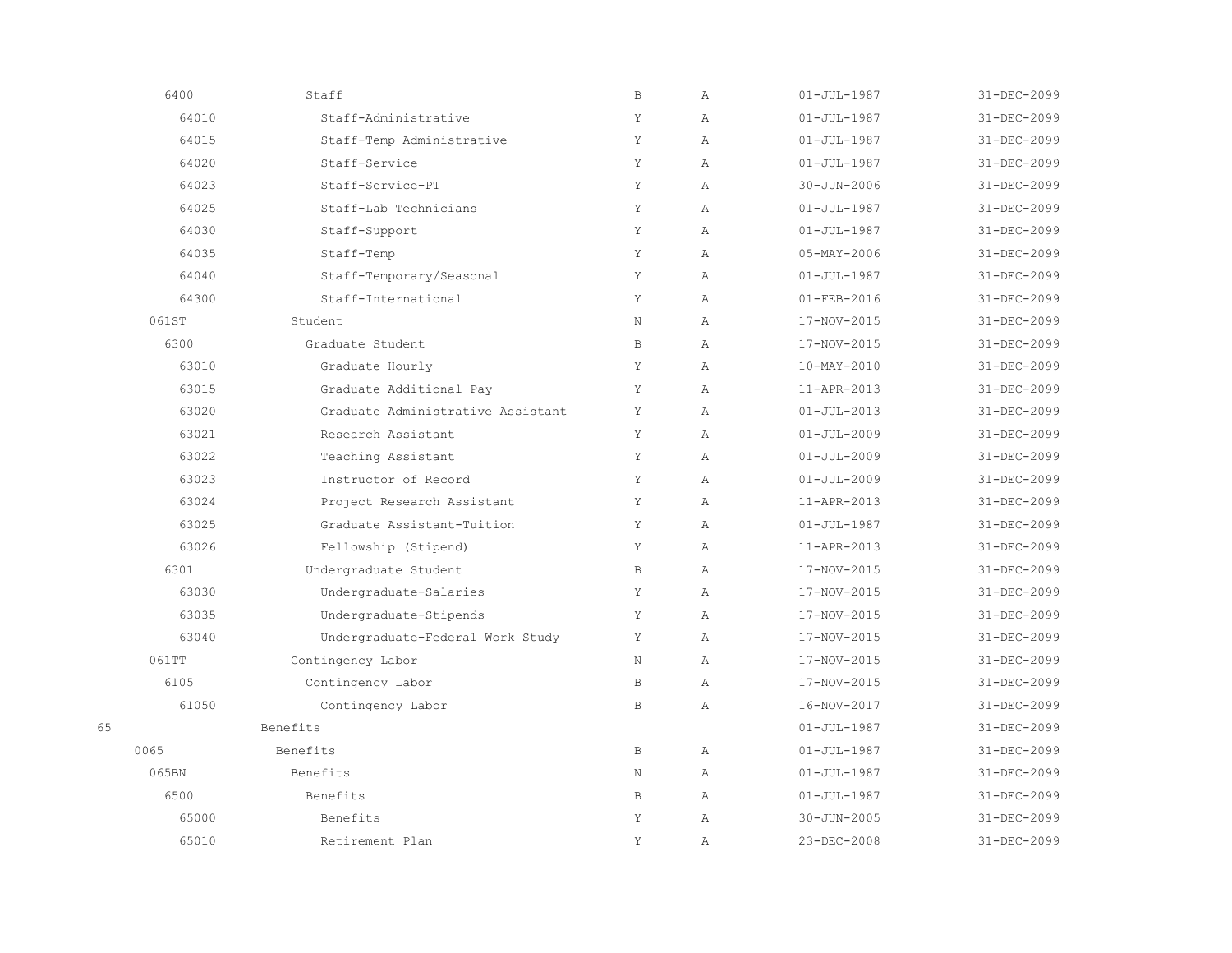| | | | | | |
|---|---|---|---|---|---|
| 6400 | Staff | B | A | 01-JUL-1987 | 31-DEC-2099 |
| 64010 | Staff-Administrative | Y | A | 01-JUL-1987 | 31-DEC-2099 |
| 64015 | Staff-Temp Administrative | Y | A | 01-JUL-1987 | 31-DEC-2099 |
| 64020 | Staff-Service | Y | A | 01-JUL-1987 | 31-DEC-2099 |
| 64023 | Staff-Service-PT | Y | A | 30-JUN-2006 | 31-DEC-2099 |
| 64025 | Staff-Lab Technicians | Y | A | 01-JUL-1987 | 31-DEC-2099 |
| 64030 | Staff-Support | Y | A | 01-JUL-1987 | 31-DEC-2099 |
| 64035 | Staff-Temp | Y | A | 05-MAY-2006 | 31-DEC-2099 |
| 64040 | Staff-Temporary/Seasonal | Y | A | 01-JUL-1987 | 31-DEC-2099 |
| 64300 | Staff-International | Y | A | 01-FEB-2016 | 31-DEC-2099 |
| 061ST | Student | N | A | 17-NOV-2015 | 31-DEC-2099 |
| 6300 | Graduate Student | B | A | 17-NOV-2015 | 31-DEC-2099 |
| 63010 | Graduate Hourly | Y | A | 10-MAY-2010 | 31-DEC-2099 |
| 63015 | Graduate Additional Pay | Y | A | 11-APR-2013 | 31-DEC-2099 |
| 63020 | Graduate Administrative Assistant | Y | A | 01-JUL-2013 | 31-DEC-2099 |
| 63021 | Research Assistant | Y | A | 01-JUL-2009 | 31-DEC-2099 |
| 63022 | Teaching Assistant | Y | A | 01-JUL-2009 | 31-DEC-2099 |
| 63023 | Instructor of Record | Y | A | 01-JUL-2009 | 31-DEC-2099 |
| 63024 | Project Research Assistant | Y | A | 11-APR-2013 | 31-DEC-2099 |
| 63025 | Graduate Assistant-Tuition | Y | A | 01-JUL-1987 | 31-DEC-2099 |
| 63026 | Fellowship (Stipend) | Y | A | 11-APR-2013 | 31-DEC-2099 |
| 6301 | Undergraduate Student | B | A | 17-NOV-2015 | 31-DEC-2099 |
| 63030 | Undergraduate-Salaries | Y | A | 17-NOV-2015 | 31-DEC-2099 |
| 63035 | Undergraduate-Stipends | Y | A | 17-NOV-2015 | 31-DEC-2099 |
| 63040 | Undergraduate-Federal Work Study | Y | A | 17-NOV-2015 | 31-DEC-2099 |
| 061TT | Contingency Labor | N | A | 17-NOV-2015 | 31-DEC-2099 |
| 6105 | Contingency Labor | B | A | 17-NOV-2015 | 31-DEC-2099 |
| 61050 | Contingency Labor | B | A | 16-NOV-2017 | 31-DEC-2099 |
| 65 | Benefits | | | 01-JUL-1987 | 31-DEC-2099 |
| 0065 | Benefits | B | A | 01-JUL-1987 | 31-DEC-2099 |
| 065BN | Benefits | N | A | 01-JUL-1987 | 31-DEC-2099 |
| 6500 | Benefits | B | A | 01-JUL-1987 | 31-DEC-2099 |
| 65000 | Benefits | Y | A | 30-JUN-2005 | 31-DEC-2099 |
| 65010 | Retirement Plan | Y | A | 23-DEC-2008 | 31-DEC-2099 |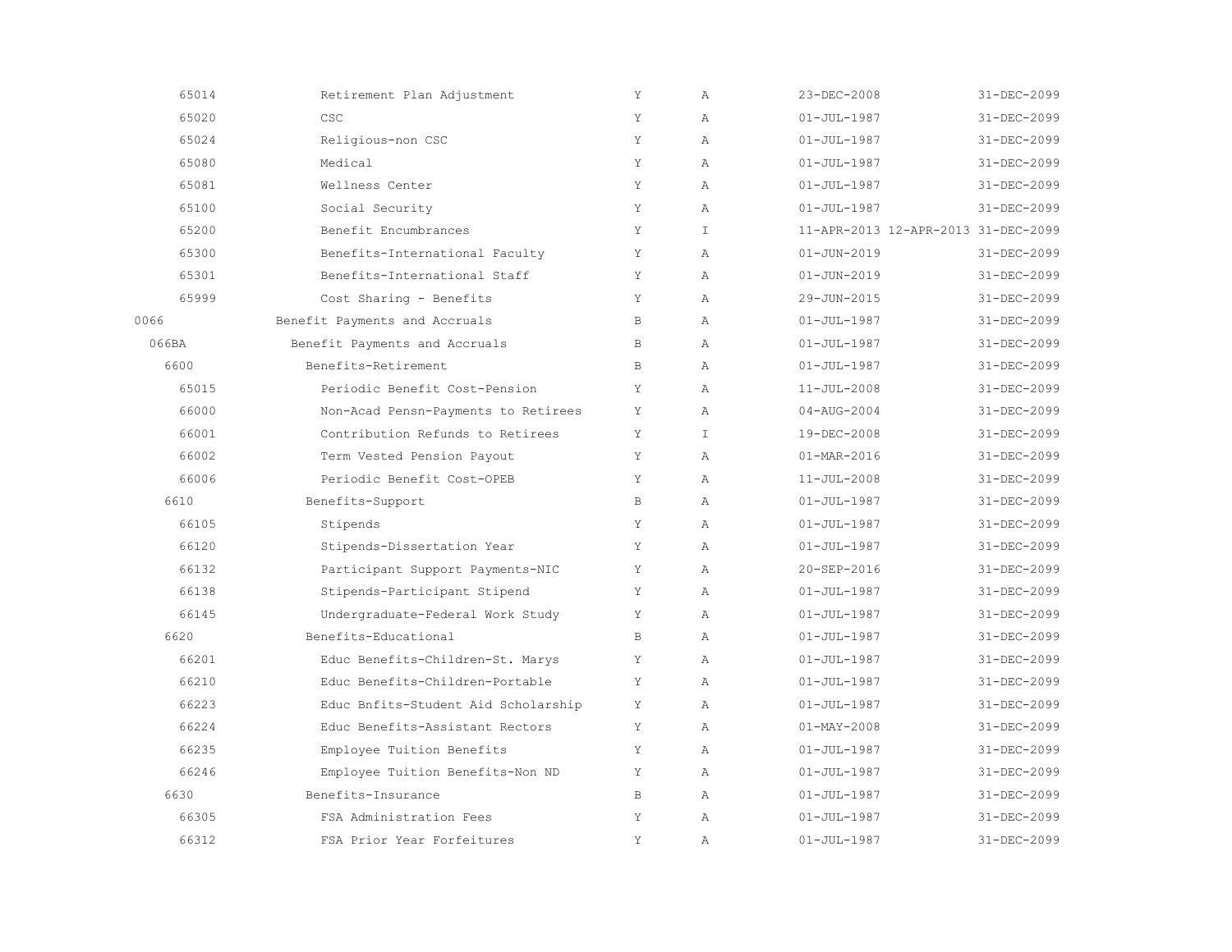| | | | | | | |
|---|---|---|---|---|---|---|
| 65014 | Retirement Plan Adjustment | Y | A | 23-DEC-2008 | | 31-DEC-2099 |
| 65020 | CSC | Y | A | 01-JUL-1987 | | 31-DEC-2099 |
| 65024 | Religious-non CSC | Y | A | 01-JUL-1987 | | 31-DEC-2099 |
| 65080 | Medical | Y | A | 01-JUL-1987 | | 31-DEC-2099 |
| 65081 | Wellness Center | Y | A | 01-JUL-1987 | | 31-DEC-2099 |
| 65100 | Social Security | Y | A | 01-JUL-1987 | | 31-DEC-2099 |
| 65200 | Benefit Encumbrances | Y | I | 11-APR-2013 | 12-APR-2013 | 31-DEC-2099 |
| 65300 | Benefits-International Faculty | Y | A | 01-JUN-2019 | | 31-DEC-2099 |
| 65301 | Benefits-International Staff | Y | A | 01-JUN-2019 | | 31-DEC-2099 |
| 65999 | Cost Sharing - Benefits | Y | A | 29-JUN-2015 | | 31-DEC-2099 |
| 0066 | Benefit Payments and Accruals | B | A | 01-JUL-1987 | | 31-DEC-2099 |
| 066BA | Benefit Payments and Accruals | B | A | 01-JUL-1987 | | 31-DEC-2099 |
| 6600 | Benefits-Retirement | B | A | 01-JUL-1987 | | 31-DEC-2099 |
| 65015 | Periodic Benefit Cost-Pension | Y | A | 11-JUL-2008 | | 31-DEC-2099 |
| 66000 | Non-Acad Pensn-Payments to Retirees | Y | A | 04-AUG-2004 | | 31-DEC-2099 |
| 66001 | Contribution Refunds to Retirees | Y | I | 19-DEC-2008 | | 31-DEC-2099 |
| 66002 | Term Vested Pension Payout | Y | A | 01-MAR-2016 | | 31-DEC-2099 |
| 66006 | Periodic Benefit Cost-OPEB | Y | A | 11-JUL-2008 | | 31-DEC-2099 |
| 6610 | Benefits-Support | B | A | 01-JUL-1987 | | 31-DEC-2099 |
| 66105 | Stipends | Y | A | 01-JUL-1987 | | 31-DEC-2099 |
| 66120 | Stipends-Dissertation Year | Y | A | 01-JUL-1987 | | 31-DEC-2099 |
| 66132 | Participant Support Payments-NIC | Y | A | 20-SEP-2016 | | 31-DEC-2099 |
| 66138 | Stipends-Participant Stipend | Y | A | 01-JUL-1987 | | 31-DEC-2099 |
| 66145 | Undergraduate-Federal Work Study | Y | A | 01-JUL-1987 | | 31-DEC-2099 |
| 6620 | Benefits-Educational | B | A | 01-JUL-1987 | | 31-DEC-2099 |
| 66201 | Educ Benefits-Children-St. Marys | Y | A | 01-JUL-1987 | | 31-DEC-2099 |
| 66210 | Educ Benefits-Children-Portable | Y | A | 01-JUL-1987 | | 31-DEC-2099 |
| 66223 | Educ Bnfits-Student Aid Scholarship | Y | A | 01-JUL-1987 | | 31-DEC-2099 |
| 66224 | Educ Benefits-Assistant Rectors | Y | A | 01-MAY-2008 | | 31-DEC-2099 |
| 66235 | Employee Tuition Benefits | Y | A | 01-JUL-1987 | | 31-DEC-2099 |
| 66246 | Employee Tuition Benefits-Non ND | Y | A | 01-JUL-1987 | | 31-DEC-2099 |
| 6630 | Benefits-Insurance | B | A | 01-JUL-1987 | | 31-DEC-2099 |
| 66305 | FSA Administration Fees | Y | A | 01-JUL-1987 | | 31-DEC-2099 |
| 66312 | FSA Prior Year Forfeitures | Y | A | 01-JUL-1987 | | 31-DEC-2099 |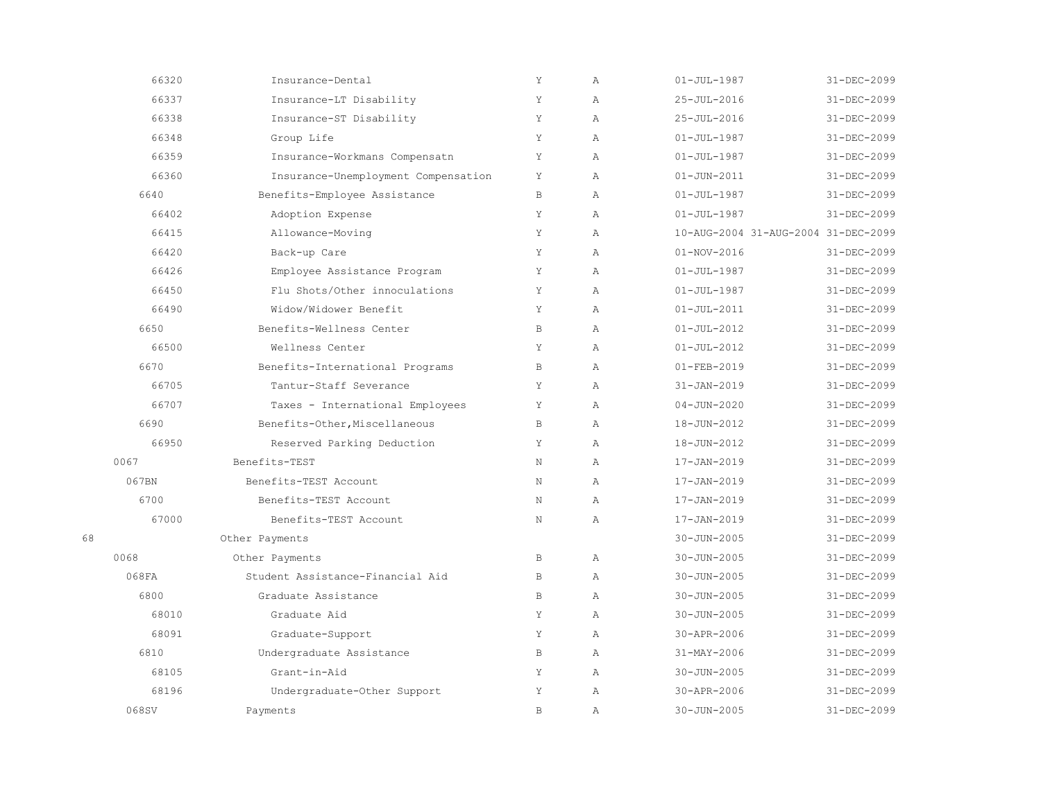| Code | Description | | | Start Date | | End Date |
|---|---|---|---|---|---|---|
| 66320 | Insurance-Dental | Y | A | 01-JUL-1987 | | 31-DEC-2099 |
| 66337 | Insurance-LT Disability | Y | A | 25-JUL-2016 | | 31-DEC-2099 |
| 66338 | Insurance-ST Disability | Y | A | 25-JUL-2016 | | 31-DEC-2099 |
| 66348 | Group Life | Y | A | 01-JUL-1987 | | 31-DEC-2099 |
| 66359 | Insurance-Workmans Compensatn | Y | A | 01-JUL-1987 | | 31-DEC-2099 |
| 66360 | Insurance-Unemployment Compensation | Y | A | 01-JUN-2011 | | 31-DEC-2099 |
| 6640 | Benefits-Employee Assistance | B | A | 01-JUL-1987 | | 31-DEC-2099 |
| 66402 | Adoption Expense | Y | A | 01-JUL-1987 | | 31-DEC-2099 |
| 66415 | Allowance-Moving | Y | A | 10-AUG-2004 | 31-AUG-2004 | 31-DEC-2099 |
| 66420 | Back-up Care | Y | A | 01-NOV-2016 | | 31-DEC-2099 |
| 66426 | Employee Assistance Program | Y | A | 01-JUL-1987 | | 31-DEC-2099 |
| 66450 | Flu Shots/Other innoculations | Y | A | 01-JUL-1987 | | 31-DEC-2099 |
| 66490 | Widow/Widower Benefit | Y | A | 01-JUL-2011 | | 31-DEC-2099 |
| 6650 | Benefits-Wellness Center | B | A | 01-JUL-2012 | | 31-DEC-2099 |
| 66500 | Wellness Center | Y | A | 01-JUL-2012 | | 31-DEC-2099 |
| 6670 | Benefits-International Programs | B | A | 01-FEB-2019 | | 31-DEC-2099 |
| 66705 | Tantur-Staff Severance | Y | A | 31-JAN-2019 | | 31-DEC-2099 |
| 66707 | Taxes - International Employees | Y | A | 04-JUN-2020 | | 31-DEC-2099 |
| 6690 | Benefits-Other,Miscellaneous | B | A | 18-JUN-2012 | | 31-DEC-2099 |
| 66950 | Reserved Parking Deduction | Y | A | 18-JUN-2012 | | 31-DEC-2099 |
| 0067 | Benefits-TEST | N | A | 17-JAN-2019 | | 31-DEC-2099 |
| 067BN | Benefits-TEST Account | N | A | 17-JAN-2019 | | 31-DEC-2099 |
| 6700 | Benefits-TEST Account | N | A | 17-JAN-2019 | | 31-DEC-2099 |
| 67000 | Benefits-TEST Account | N | A | 17-JAN-2019 | | 31-DEC-2099 |
| 68 | Other Payments | | | 30-JUN-2005 | | 31-DEC-2099 |
| 0068 | Other Payments | B | A | 30-JUN-2005 | | 31-DEC-2099 |
| 068FA | Student Assistance-Financial Aid | B | A | 30-JUN-2005 | | 31-DEC-2099 |
| 6800 | Graduate Assistance | B | A | 30-JUN-2005 | | 31-DEC-2099 |
| 68010 | Graduate Aid | Y | A | 30-JUN-2005 | | 31-DEC-2099 |
| 68091 | Graduate-Support | Y | A | 30-APR-2006 | | 31-DEC-2099 |
| 6810 | Undergraduate Assistance | B | A | 31-MAY-2006 | | 31-DEC-2099 |
| 68105 | Grant-in-Aid | Y | A | 30-JUN-2005 | | 31-DEC-2099 |
| 68196 | Undergraduate-Other Support | Y | A | 30-APR-2006 | | 31-DEC-2099 |
| 068SV | Payments | B | A | 30-JUN-2005 | | 31-DEC-2099 |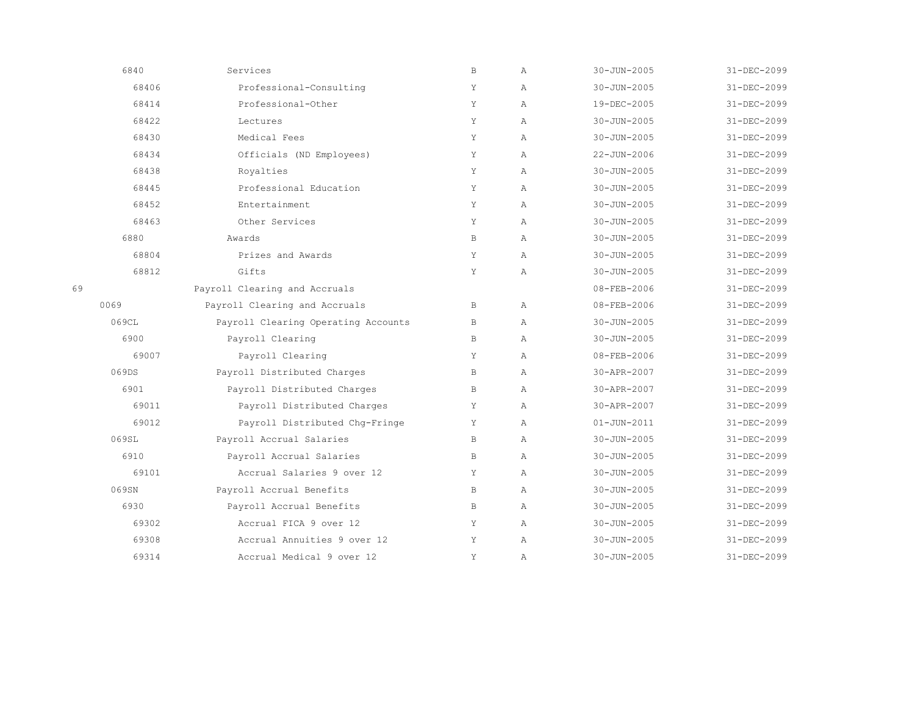| | | | | | |
|---|---|---|---|---|---|
| 6840 | Services | B | A | 30-JUN-2005 | 31-DEC-2099 |
| 68406 | Professional-Consulting | Y | A | 30-JUN-2005 | 31-DEC-2099 |
| 68414 | Professional-Other | Y | A | 19-DEC-2005 | 31-DEC-2099 |
| 68422 | Lectures | Y | A | 30-JUN-2005 | 31-DEC-2099 |
| 68430 | Medical Fees | Y | A | 30-JUN-2005 | 31-DEC-2099 |
| 68434 | Officials (ND Employees) | Y | A | 22-JUN-2006 | 31-DEC-2099 |
| 68438 | Royalties | Y | A | 30-JUN-2005 | 31-DEC-2099 |
| 68445 | Professional Education | Y | A | 30-JUN-2005 | 31-DEC-2099 |
| 68452 | Entertainment | Y | A | 30-JUN-2005 | 31-DEC-2099 |
| 68463 | Other Services | Y | A | 30-JUN-2005 | 31-DEC-2099 |
| 6880 | Awards | B | A | 30-JUN-2005 | 31-DEC-2099 |
| 68804 | Prizes and Awards | Y | A | 30-JUN-2005 | 31-DEC-2099 |
| 68812 | Gifts | Y | A | 30-JUN-2005 | 31-DEC-2099 |
| 69 | Payroll Clearing and Accruals | | | 08-FEB-2006 | 31-DEC-2099 |
| 0069 | Payroll Clearing and Accruals | B | A | 08-FEB-2006 | 31-DEC-2099 |
| 069CL | Payroll Clearing Operating Accounts | B | A | 30-JUN-2005 | 31-DEC-2099 |
| 6900 | Payroll Clearing | B | A | 30-JUN-2005 | 31-DEC-2099 |
| 69007 | Payroll Clearing | Y | A | 08-FEB-2006 | 31-DEC-2099 |
| 069DS | Payroll Distributed Charges | B | A | 30-APR-2007 | 31-DEC-2099 |
| 6901 | Payroll Distributed Charges | B | A | 30-APR-2007 | 31-DEC-2099 |
| 69011 | Payroll Distributed Charges | Y | A | 30-APR-2007 | 31-DEC-2099 |
| 69012 | Payroll Distributed Chg-Fringe | Y | A | 01-JUN-2011 | 31-DEC-2099 |
| 069SL | Payroll Accrual Salaries | B | A | 30-JUN-2005 | 31-DEC-2099 |
| 6910 | Payroll Accrual Salaries | B | A | 30-JUN-2005 | 31-DEC-2099 |
| 69101 | Accrual Salaries 9 over 12 | Y | A | 30-JUN-2005 | 31-DEC-2099 |
| 069SN | Payroll Accrual Benefits | B | A | 30-JUN-2005 | 31-DEC-2099 |
| 6930 | Payroll Accrual Benefits | B | A | 30-JUN-2005 | 31-DEC-2099 |
| 69302 | Accrual FICA 9 over 12 | Y | A | 30-JUN-2005 | 31-DEC-2099 |
| 69308 | Accrual Annuities 9 over 12 | Y | A | 30-JUN-2005 | 31-DEC-2099 |
| 69314 | Accrual Medical 9 over 12 | Y | A | 30-JUN-2005 | 31-DEC-2099 |